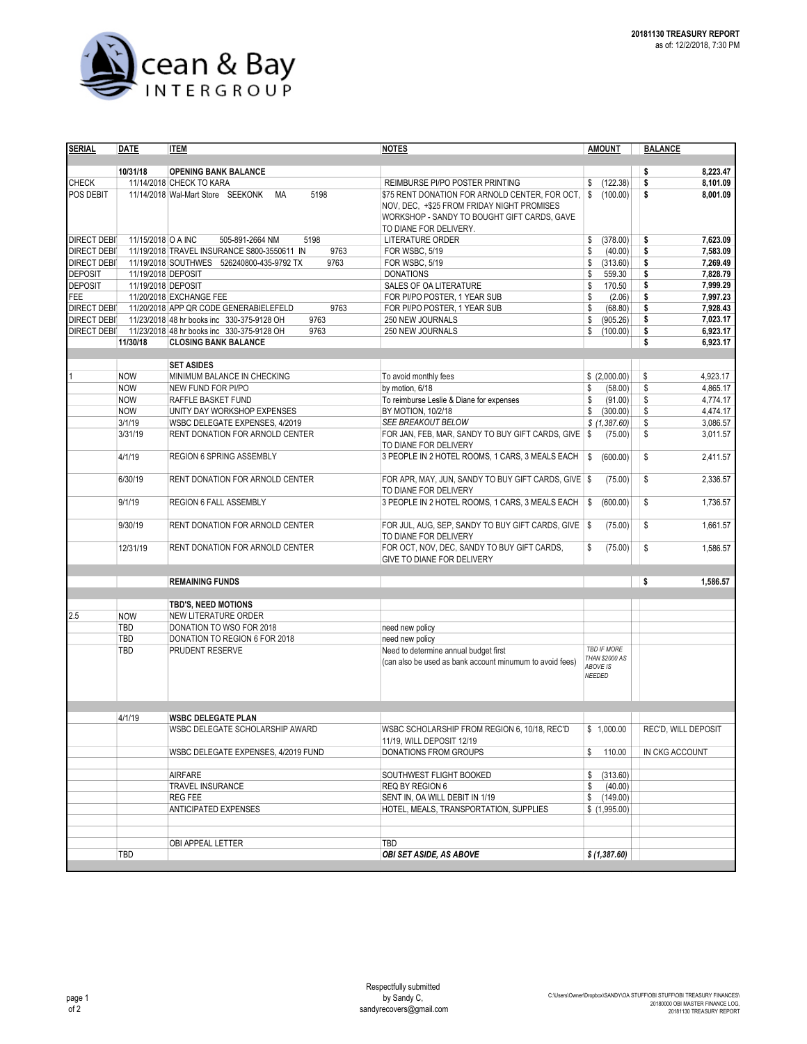# Ocean & Bay INTERGROUP

**20181130 TREASURY REPORT**
as of: 12/2/2018, 7:30 PM

| SERIAL | DATE | ITEM | NOTES | AMOUNT | BALANCE |
|---|---|---|---|---|---|
| | **10/31/18** | **OPENING BANK BALANCE** | | | **$ 8,223.47** |
| CHECK | 11/14/2018 | CHECK TO KARA | REIMBURSE PI/PO POSTER PRINTING | $ (122.38) | **$ 8,101.09** |
| POS DEBIT | 11/14/2018 | Wal-Mart Store SEEKONK MA 5198 | $75 RENT DONATION FOR ARNOLD CENTER, FOR OCT, NOV, DEC, +$25 FROM FRIDAY NIGHT PROMISES WORKSHOP - SANDY TO BOUGHT GIFT CARDS, GAVE TO DIANE FOR DELIVERY. | $ (100.00) | **$ 8,001.09** |
| DIRECT DEBI | 11/15/2018 | O A INC 505-891-2664 NM 5198 | LITERATURE ORDER | $ (378.00) | **$ 7,623.09** |
| DIRECT DEBI | 11/19/2018 | TRAVEL INSURANCE S800-3550611 IN 9763 | FOR WSBC, 5/19 | $ (40.00) | **$ 7,583.09** |
| DIRECT DEBI | 11/19/2018 | SOUTHWES 526240800-435-9792 TX 9763 | FOR WSBC, 5/19 | $ (313.60) | **$ 7,269.49** |
| DEPOSIT | 11/19/2018 | DEPOSIT | DONATIONS | $ 559.30 | **$ 7,828.79** |
| DEPOSIT | 11/19/2018 | DEPOSIT | SALES OF OA LITERATURE | $ 170.50 | **$ 7,999.29** |
| FEE | 11/20/2018 | EXCHANGE FEE | FOR PI/PO POSTER, 1 YEAR SUB | $ (2.06) | **$ 7,997.23** |
| DIRECT DEBI | 11/20/2018 | APP QR CODE GENERABIELEFELD 9763 | FOR PI/PO POSTER, 1 YEAR SUB | $ (68.80) | **$ 7,928.43** |
| DIRECT DEBI | 11/23/2018 | 48 hr books inc 330-375-9128 OH 9763 | 250 NEW JOURNALS | $ (905.26) | **$ 7,023.17** |
| DIRECT DEBI | 11/23/2018 | 48 hr books inc 330-375-9128 OH 9763 | 250 NEW JOURNALS | $ (100.00) | **$ 6,923.17** |
| | **11/30/18** | **CLOSING BANK BALANCE** | | | **$ 6,923.17** |
| | | **SET ASIDES** | | | |
| 1 | NOW | MINIMUM BALANCE IN CHECKING | To avoid monthly fees | $ (2,000.00) | $ 4,923.17 |
| | NOW | NEW FUND FOR PI/PO | by motion, 6/18 | $ (58.00) | $ 4,865.17 |
| | NOW | RAFFLE BASKET FUND | To reimburse Leslie & Diane for expenses | $ (91.00) | $ 4,774.17 |
| | NOW | UNITY DAY WORKSHOP EXPENSES | BY MOTION, 10/2/18 | $ (300.00) | $ 4,474.17 |
| | 3/1/19 | WSBC DELEGATE EXPENSES, 4/2019 | *SEE BREAKOUT BELOW* | *$ (1,387.60)* | $ 3,086.57 |
| | 3/31/19 | RENT DONATION FOR ARNOLD CENTER | FOR JAN, FEB, MAR, SANDY TO BUY GIFT CARDS, GIVE TO DIANE FOR DELIVERY | $ (75.00) | $ 3,011.57 |
| | 4/1/19 | REGION 6 SPRING ASSEMBLY | 3 PEOPLE IN 2 HOTEL ROOMS, 1 CARS, 3 MEALS EACH | $ (600.00) | $ 2,411.57 |
| | 6/30/19 | RENT DONATION FOR ARNOLD CENTER | FOR APR, MAY, JUN, SANDY TO BUY GIFT CARDS, GIVE TO DIANE FOR DELIVERY | $ (75.00) | $ 2,336.57 |
| | 9/1/19 | REGION 6 FALL ASSEMBLY | 3 PEOPLE IN 2 HOTEL ROOMS, 1 CARS, 3 MEALS EACH | $ (600.00) | $ 1,736.57 |
| | 9/30/19 | RENT DONATION FOR ARNOLD CENTER | FOR JUL, AUG, SEP, SANDY TO BUY GIFT CARDS, GIVE TO DIANE FOR DELIVERY | $ (75.00) | $ 1,661.57 |
| | 12/31/19 | RENT DONATION FOR ARNOLD CENTER | FOR OCT, NOV, DEC, SANDY TO BUY GIFT CARDS, GIVE TO DIANE FOR DELIVERY | $ (75.00) | $ 1,586.57 |
| | | **REMAINING FUNDS** | | | **$ 1,586.57** |
| | | **TBD'S, NEED MOTIONS** | | | |
| 2.5 | NOW | NEW LITERATURE ORDER | | | |
| | TBD | DONATION TO WSO FOR 2018 | need new policy | | |
| | TBD | DONATION TO REGION 6 FOR 2018 | need new policy | | |
| | TBD | PRUDENT RESERVE | Need to determine annual budget first (can also be used as bank account minumum to avoid fees) | *TBD IF MORE THAN $2000 AS ABOVE IS NEEDED* | |
| | 4/1/19 | **WSBC DELEGATE PLAN** | | | |
| | | WSBC DELEGATE SCHOLARSHIP AWARD | WSBC SCHOLARSHIP FROM REGION 6, 10/18, REC'D 11/19, WILL DEPOSIT 12/19 | $ 1,000.00 | REC'D, WILL DEPOSIT |
| | | WSBC DELEGATE EXPENSES, 4/2019 FUND | DONATIONS FROM GROUPS | $ 110.00 | IN CKG ACCOUNT |
| | | AIRFARE | SOUTHWEST FLIGHT BOOKED | $ (313.60) | |
| | | TRAVEL INSURANCE | REQ BY REGION 6 | $ (40.00) | |
| | | REG FEE | SENT IN, OA WILL DEBIT IN 1/19 | $ (149.00) | |
| | | ANTICIPATED EXPENSES | HOTEL, MEALS, TRANSPORTATION, SUPPLIES | $ (1,995.00) | |
| | | OBI APPEAL LETTER | TBD | | |
| | TBD | | ***OBI SET ASIDE, AS ABOVE*** | ***$ (1,387.60)*** | |

Respectfully submitted
by Sandy C,
sandyrecovers@gmail.com

C:\Users\Owner\Dropbox\SANDY\OA STUFF\OBI STUFF\OBI TREASURY FINANCES\20180000 OBI MASTER FINANCE LOG, 20181130 TREASURY REPORT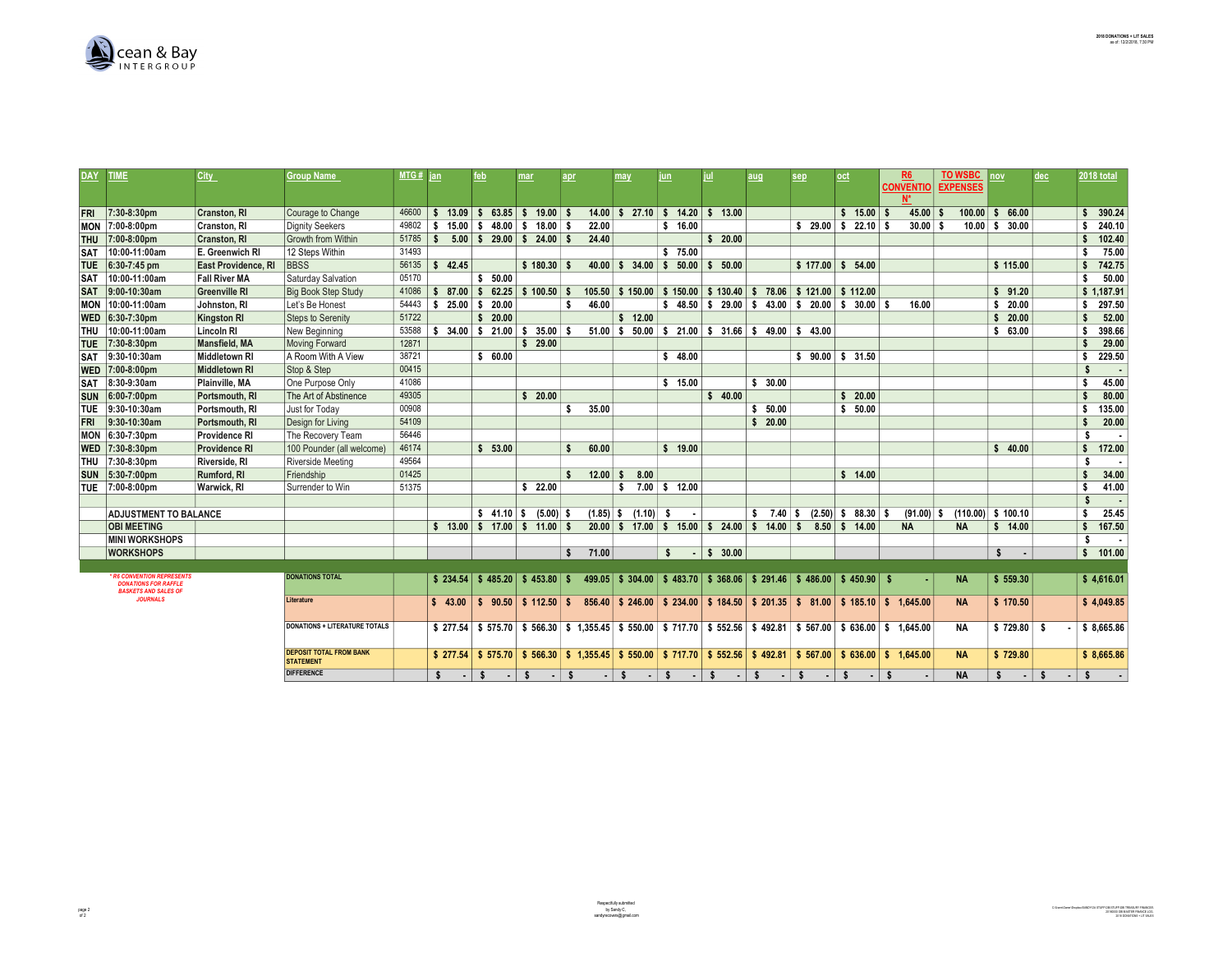Ocean & Bay INTERGROUP

**2018 DONATIONS + LIT SALES**
as of: 12/2/2018, 7:30 PM

| DAY | TIME | City | Group Name | MTG # | jan | feb | mar | apr | may | jun | jul | aug | sep | oct | R6 CONVENTION N* | TO WSBC EXPENSES | nov | dec | 2018 total |
|---|---|---|---|---|---|---|---|---|---|---|---|---|---|---|---|---|---|---|---|
| FRI | 7:30-8:30pm | Cranston, RI | Courage to Change | 46600 | $ 13.09 | $ 63.85 | $ 19.00 | $ 14.00 | $ 27.10 | $ 14.20 | $ 13.00 | | | $ 15.00 | $ 45.00 | $ 100.00 | $ 66.00 | | $ 390.24 |
| MON | 7:00-8:00pm | Cranston, RI | Dignity Seekers | 49802 | $ 15.00 | $ 48.00 | $ 18.00 | $ 22.00 | | $ 16.00 | | | $ 29.00 | $ 22.10 | $ 30.00 | $ 10.00 | $ 30.00 | | $ 240.10 |
| THU | 7:00-8:00pm | Cranston, RI | Growth from Within | 51785 | $ 5.00 | $ 29.00 | $ 24.00 | $ 24.40 | | | $ 20.00 | | | | | | | | $ 102.40 |
| SAT | 10:00-11:00am | E. Greenwich RI | 12 Steps Within | 31493 | | | | | | $ 75.00 | | | | | | | | | $ 75.00 |
| TUE | 6:30-7:45 pm | East Providence, RI | BBSS | 56135 | $ 42.45 | | $ 180.30 | $ 40.00 | $ 34.00 | $ 50.00 | $ 50.00 | | $ 177.00 | $ 54.00 | | | $ 115.00 | | $ 742.75 |
| SAT | 10:00-11:00am | Fall River MA | Saturday Salvation | 05170 | | $ 50.00 | | | | | | | | | | | | | $ 50.00 |
| SAT | 9:00-10:30am | Greenville RI | Big Book Step Study | 41086 | $ 87.00 | $ 62.25 | $ 100.50 | $ 105.50 | $ 150.00 | $ 150.00 | $ 130.40 | $ 78.06 | $ 121.00 | $ 112.00 | | | $ 91.20 | | $ 1,187.91 |
| MON | 10:00-11:00am | Johnston, RI | Let's Be Honest | 54443 | $ 25.00 | $ 20.00 | | $ 46.00 | | $ 48.50 | $ 29.00 | $ 43.00 | $ 20.00 | $ 30.00 | $ 16.00 | | $ 20.00 | | $ 297.50 |
| WED | 6:30-7:30pm | Kingston RI | Steps to Serenity | 51722 | | $ 20.00 | | | $ 12.00 | | | | | | | | $ 20.00 | | $ 52.00 |
| THU | 10:00-11:00am | Lincoln RI | New Beginning | 53588 | $ 34.00 | $ 21.00 | $ 35.00 | $ 51.00 | $ 50.00 | $ 21.00 | $ 31.66 | $ 49.00 | $ 43.00 | | | | $ 63.00 | | $ 398.66 |
| TUE | 7:30-8:30pm | Mansfield, MA | Moving Forward | 12871 | | | $ 29.00 | | | | | | | | | | | | $ 29.00 |
| SAT | 9:30-10:30am | Middletown RI | A Room With A View | 38721 | | $ 60.00 | | | | $ 48.00 | | | $ 90.00 | $ 31.50 | | | | | $ 229.50 |
| WED | 7:00-8:00pm | Middletown RI | Stop & Step | 00415 | | | | | | | | | | | | | | | $ - |
| SAT | 8:30-9:30am | Plainville, MA | One Purpose Only | 41086 | | | | | | $ 15.00 | | $ 30.00 | | | | | | | $ 45.00 |
| SUN | 6:00-7:00pm | Portsmouth, RI | The Art of Abstinence | 49305 | | | $ 20.00 | | | | $ 40.00 | | | $ 20.00 | | | | | $ 80.00 |
| TUE | 9:30-10:30am | Portsmouth, RI | Just for Today | 00908 | | | | $ 35.00 | | | | $ 50.00 | | $ 50.00 | | | | | $ 135.00 |
| FRI | 9:30-10:30am | Portsmouth, RI | Design for Living | 54109 | | | | | | | | $ 20.00 | | | | | | | $ 20.00 |
| MON | 6:30-7:30pm | Providence RI | The Recovery Team | 56446 | | | | | | | | | | | | | | | $ - |
| WED | 7:30-8:30pm | Providence RI | 100 Pounder (all welcome) | 46174 | | $ 53.00 | | $ 60.00 | | $ 19.00 | | | | | | | $ 40.00 | | $ 172.00 |
| THU | 7:30-8:30pm | Riverside, RI | Riverside Meeting | 49564 | | | | | | | | | | | | | | | $ - |
| SUN | 5:30-7:00pm | Rumford, RI | Friendship | 01425 | | | | $ 12.00 | $ 8.00 | | | | | $ 14.00 | | | | | $ 34.00 |
| TUE | 7:00-8:00pm | Warwick, RI | Surrender to Win | 51375 | | | $ 22.00 | | $ 7.00 | $ 12.00 | | | | | | | | | $ 41.00 |
| | | | | | | | | | | | | | | | | | | | $ - |
| | ADJUSTMENT TO BALANCE | | | | | $ 41.10 | $ (5.00) | $ (1.85) | $ (1.10) | $ - | | $ 7.40 | $ (2.50) | $ 88.30 | $ (91.00) | $ (110.00) | $ 100.10 | | $ 25.45 |
| | OBI MEETING | | | | $ 13.00 | $ 17.00 | $ 11.00 | $ 20.00 | $ 17.00 | $ 15.00 | $ 24.00 | $ 14.00 | $ 8.50 | $ 14.00 | NA | NA | $ 14.00 | | $ 167.50 |
| | MINI WORKSHOPS | | | | | | | | | | | | | | | | | | $ - |
| | WORKSHOPS | | | | | | | $ 71.00 | | $ - | $ 30.00 | | | | | | $ - | | $ 101.00 |
| | | | DONATIONS TOTAL | | $ 234.54 | $ 485.20 | $ 453.80 | $ 499.05 | $ 304.00 | $ 483.70 | $ 368.06 | $ 291.46 | $ 486.00 | $ 450.90 | $ - | NA | $ 559.30 | | $ 4,616.01 |
| | | | Literature | | $ 43.00 | $ 90.50 | $ 112.50 | $ 856.40 | $ 246.00 | $ 234.00 | $ 184.50 | $ 201.35 | $ 81.00 | $ 185.10 | $ 1,645.00 | NA | $ 170.50 | | $ 4,049.85 |
| | | | DONATIONS + LITERATURE TOTALS | | $ 277.54 | $ 575.70 | $ 566.30 | $ 1,355.45 | $ 550.00 | $ 717.70 | $ 552.56 | $ 492.81 | $ 567.00 | $ 636.00 | $ 1,645.00 | NA | $ 729.80 | $ - | $ 8,665.86 |
| | | | DEPOSIT TOTAL FROM BANK STATEMENT | | $ 277.54 | $ 575.70 | $ 566.30 | $ 1,355.45 | $ 550.00 | $ 717.70 | $ 552.56 | $ 492.81 | $ 567.00 | $ 636.00 | $ 1,645.00 | NA | $ 729.80 | | $ 8,665.86 |
| | | | DIFFERENCE | | $ - | $ - | $ - | $ - | $ - | $ - | $ - | $ - | $ - | $ - | $ - | NA | $ - | $ - | $ - |

*\* R6 CONVENTION REPRESENTS DONATIONS FOR RAFFLE BASKETS AND SALES OF JOURNALS*

Respectfully submitted
by Sandy C.
sandyrecovers@gmail.com